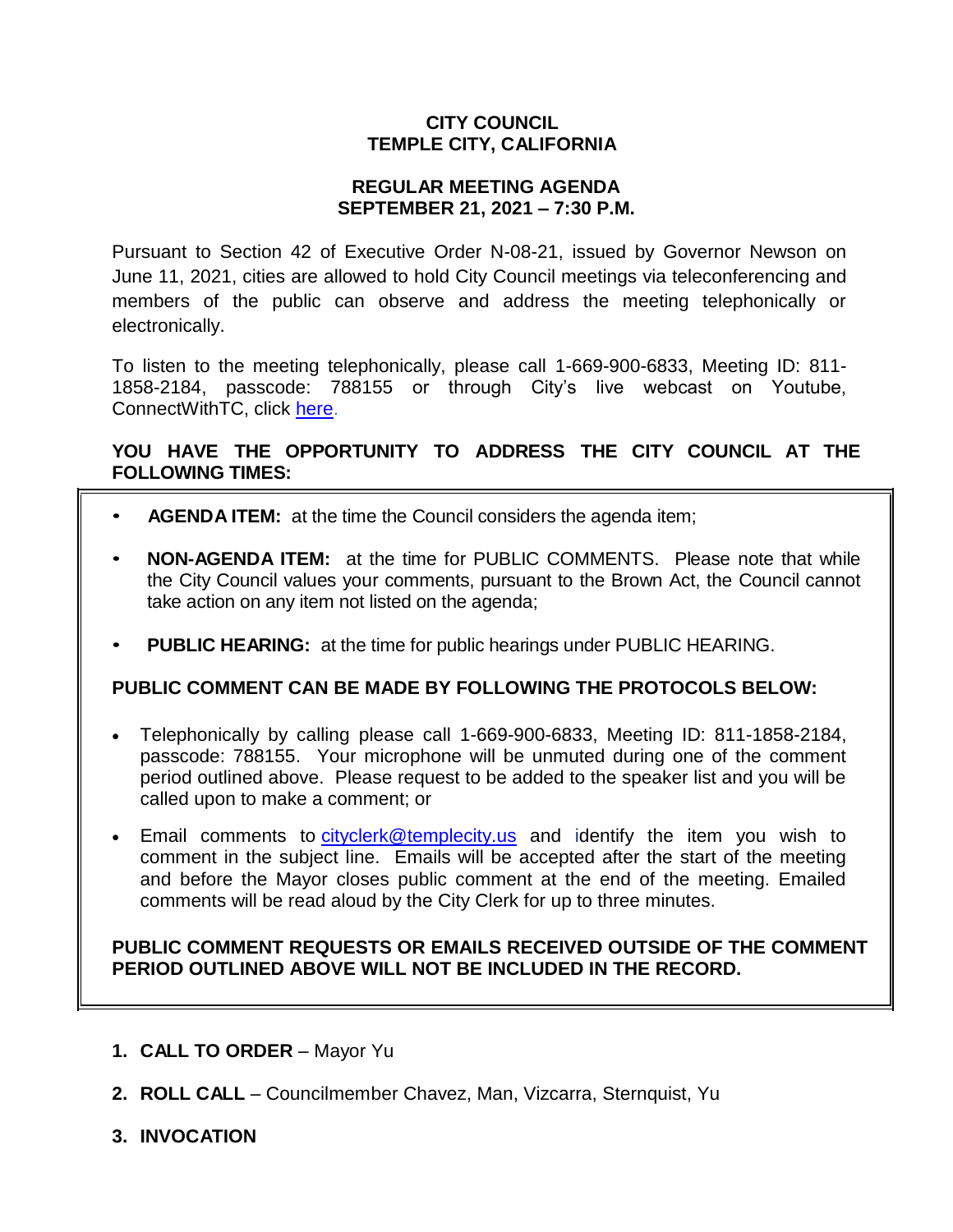**CITY COUNCIL**
**TEMPLE CITY, CALIFORNIA**

**REGULAR MEETING AGENDA**
**SEPTEMBER 21, 2021 – 7:30 P.M.**

Pursuant to Section 42 of Executive Order N-08-21, issued by Governor Newson on June 11, 2021, cities are allowed to hold City Council meetings via teleconferencing and members of the public can observe and address the meeting telephonically or electronically.

To listen to the meeting telephonically, please call 1-669-900-6833, Meeting ID: 811-1858-2184, passcode: 788155 or through City's live webcast on Youtube, ConnectWithTC, click here.

**YOU HAVE THE OPPORTUNITY TO ADDRESS THE CITY COUNCIL AT THE FOLLOWING TIMES:**

- **AGENDA ITEM:** at the time the Council considers the agenda item;
- **NON-AGENDA ITEM:** at the time for PUBLIC COMMENTS. Please note that while the City Council values your comments, pursuant to the Brown Act, the Council cannot take action on any item not listed on the agenda;
- **PUBLIC HEARING:** at the time for public hearings under PUBLIC HEARING.

**PUBLIC COMMENT CAN BE MADE BY FOLLOWING THE PROTOCOLS BELOW:**

- Telephonically by calling please call 1-669-900-6833, Meeting ID: 811-1858-2184, passcode: 788155. Your microphone will be unmuted during one of the comment period outlined above. Please request to be added to the speaker list and you will be called upon to make a comment; or
- Email comments to cityclerk@templecity.us and identify the item you wish to comment in the subject line. Emails will be accepted after the start of the meeting and before the Mayor closes public comment at the end of the meeting. Emailed comments will be read aloud by the City Clerk for up to three minutes.

**PUBLIC COMMENT REQUESTS OR EMAILS RECEIVED OUTSIDE OF THE COMMENT PERIOD OUTLINED ABOVE WILL NOT BE INCLUDED IN THE RECORD.**

1. **CALL TO ORDER** – Mayor Yu
2. **ROLL CALL** – Councilmember Chavez, Man, Vizcarra, Sternquist, Yu
3. **INVOCATION**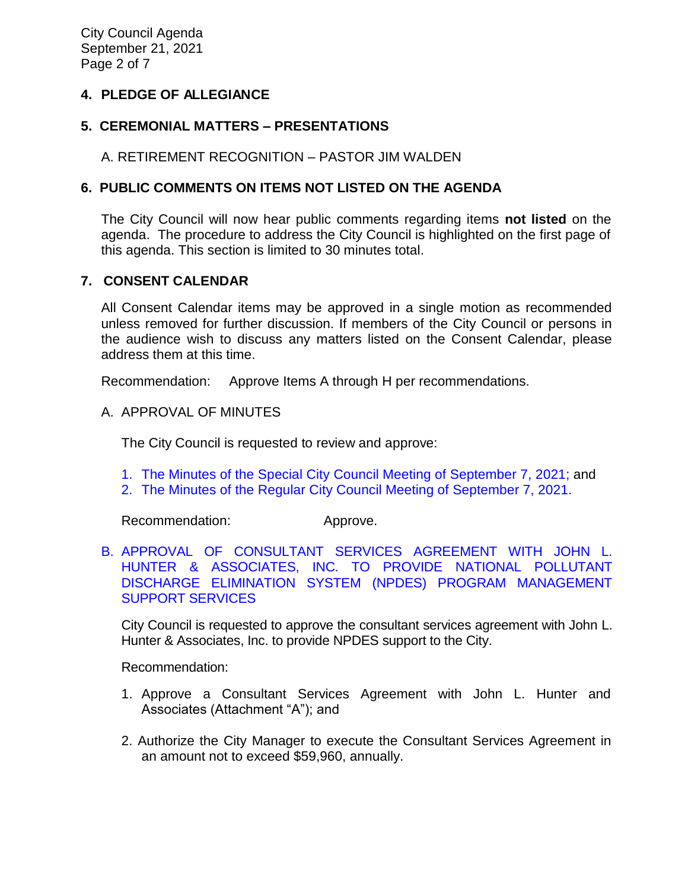## 4. PLEDGE OF ALLEGIANCE

## 5. CEREMONIAL MATTERS – PRESENTATIONS

A. RETIREMENT RECOGNITION – PASTOR JIM WALDEN

## 6. PUBLIC COMMENTS ON ITEMS NOT LISTED ON THE AGENDA

The City Council will now hear public comments regarding items **not listed** on the agenda. The procedure to address the City Council is highlighted on the first page of this agenda. This section is limited to 30 minutes total.

## 7. CONSENT CALENDAR

All Consent Calendar items may be approved in a single motion as recommended unless removed for further discussion. If members of the City Council or persons in the audience wish to discuss any matters listed on the Consent Calendar, please address them at this time.

Recommendation: Approve Items A through H per recommendations.

A. APPROVAL OF MINUTES

The City Council is requested to review and approve:

1. The Minutes of the Special City Council Meeting of September 7, 2021; and
2. The Minutes of the Regular City Council Meeting of September 7, 2021.

Recommendation: Approve.

B. APPROVAL OF CONSULTANT SERVICES AGREEMENT WITH JOHN L. HUNTER & ASSOCIATES, INC. TO PROVIDE NATIONAL POLLUTANT DISCHARGE ELIMINATION SYSTEM (NPDES) PROGRAM MANAGEMENT SUPPORT SERVICES

City Council is requested to approve the consultant services agreement with John L. Hunter & Associates, Inc. to provide NPDES support to the City.

Recommendation:

1. Approve a Consultant Services Agreement with John L. Hunter and Associates (Attachment "A"); and
2. Authorize the City Manager to execute the Consultant Services Agreement in an amount not to exceed $59,960, annually.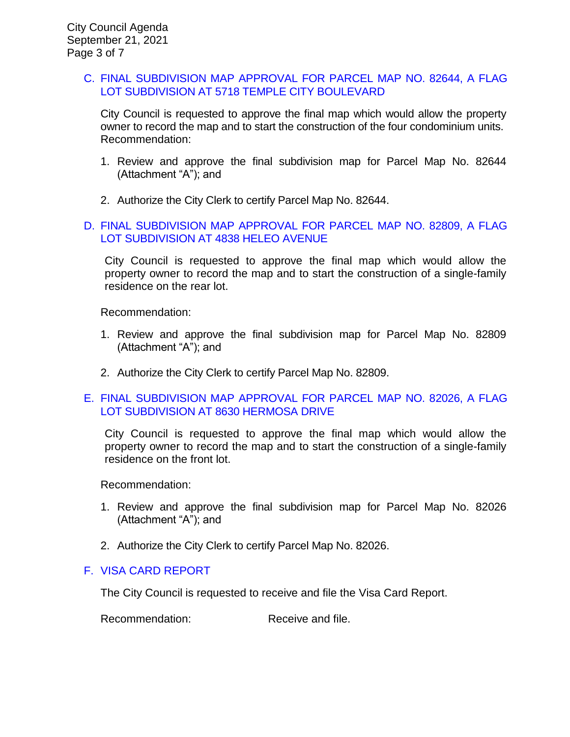### C. FINAL SUBDIVISION MAP APPROVAL FOR PARCEL MAP NO. 82644, A FLAG LOT SUBDIVISION AT 5718 TEMPLE CITY BOULEVARD

City Council is requested to approve the final map which would allow the property owner to record the map and to start the construction of the four condominium units. Recommendation:

1. Review and approve the final subdivision map for Parcel Map No. 82644 (Attachment "A"); and

2. Authorize the City Clerk to certify Parcel Map No. 82644.

### D. FINAL SUBDIVISION MAP APPROVAL FOR PARCEL MAP NO. 82809, A FLAG LOT SUBDIVISION AT 4838 HELEO AVENUE

City Council is requested to approve the final map which would allow the property owner to record the map and to start the construction of a single-family residence on the rear lot.

Recommendation:

1. Review and approve the final subdivision map for Parcel Map No. 82809 (Attachment "A"); and

2. Authorize the City Clerk to certify Parcel Map No. 82809.

### E. FINAL SUBDIVISION MAP APPROVAL FOR PARCEL MAP NO. 82026, A FLAG LOT SUBDIVISION AT 8630 HERMOSA DRIVE

City Council is requested to approve the final map which would allow the property owner to record the map and to start the construction of a single-family residence on the front lot.

Recommendation:

1. Review and approve the final subdivision map for Parcel Map No. 82026 (Attachment "A"); and

2. Authorize the City Clerk to certify Parcel Map No. 82026.

### F. VISA CARD REPORT

The City Council is requested to receive and file the Visa Card Report.

Recommendation: Receive and file.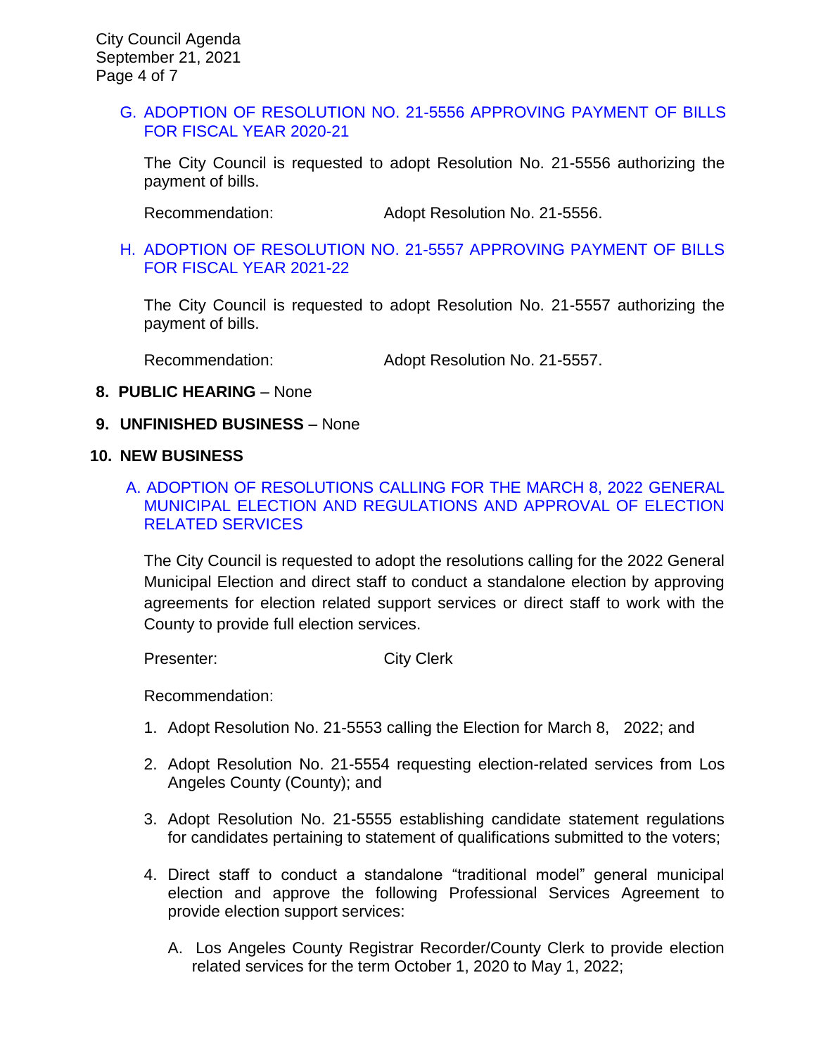G. ADOPTION OF RESOLUTION NO. 21-5556 APPROVING PAYMENT OF BILLS FOR FISCAL YEAR 2020-21

The City Council is requested to adopt Resolution No. 21-5556 authorizing the payment of bills.

Recommendation: Adopt Resolution No. 21-5556.

H. ADOPTION OF RESOLUTION NO. 21-5557 APPROVING PAYMENT OF BILLS FOR FISCAL YEAR 2021-22

The City Council is requested to adopt Resolution No. 21-5557 authorizing the payment of bills.

Recommendation: Adopt Resolution No. 21-5557.

**8. PUBLIC HEARING** – None

**9. UNFINISHED BUSINESS** – None

**10. NEW BUSINESS**

A. ADOPTION OF RESOLUTIONS CALLING FOR THE MARCH 8, 2022 GENERAL MUNICIPAL ELECTION AND REGULATIONS AND APPROVAL OF ELECTION RELATED SERVICES

The City Council is requested to adopt the resolutions calling for the 2022 General Municipal Election and direct staff to conduct a standalone election by approving agreements for election related support services or direct staff to work with the County to provide full election services.

Presenter: City Clerk

Recommendation:

1. Adopt Resolution No. 21-5553 calling the Election for March 8, 2022; and
2. Adopt Resolution No. 21-5554 requesting election-related services from Los Angeles County (County); and
3. Adopt Resolution No. 21-5555 establishing candidate statement regulations for candidates pertaining to statement of qualifications submitted to the voters;
4. Direct staff to conduct a standalone "traditional model" general municipal election and approve the following Professional Services Agreement to provide election support services:

   A. Los Angeles County Registrar Recorder/County Clerk to provide election related services for the term October 1, 2020 to May 1, 2022;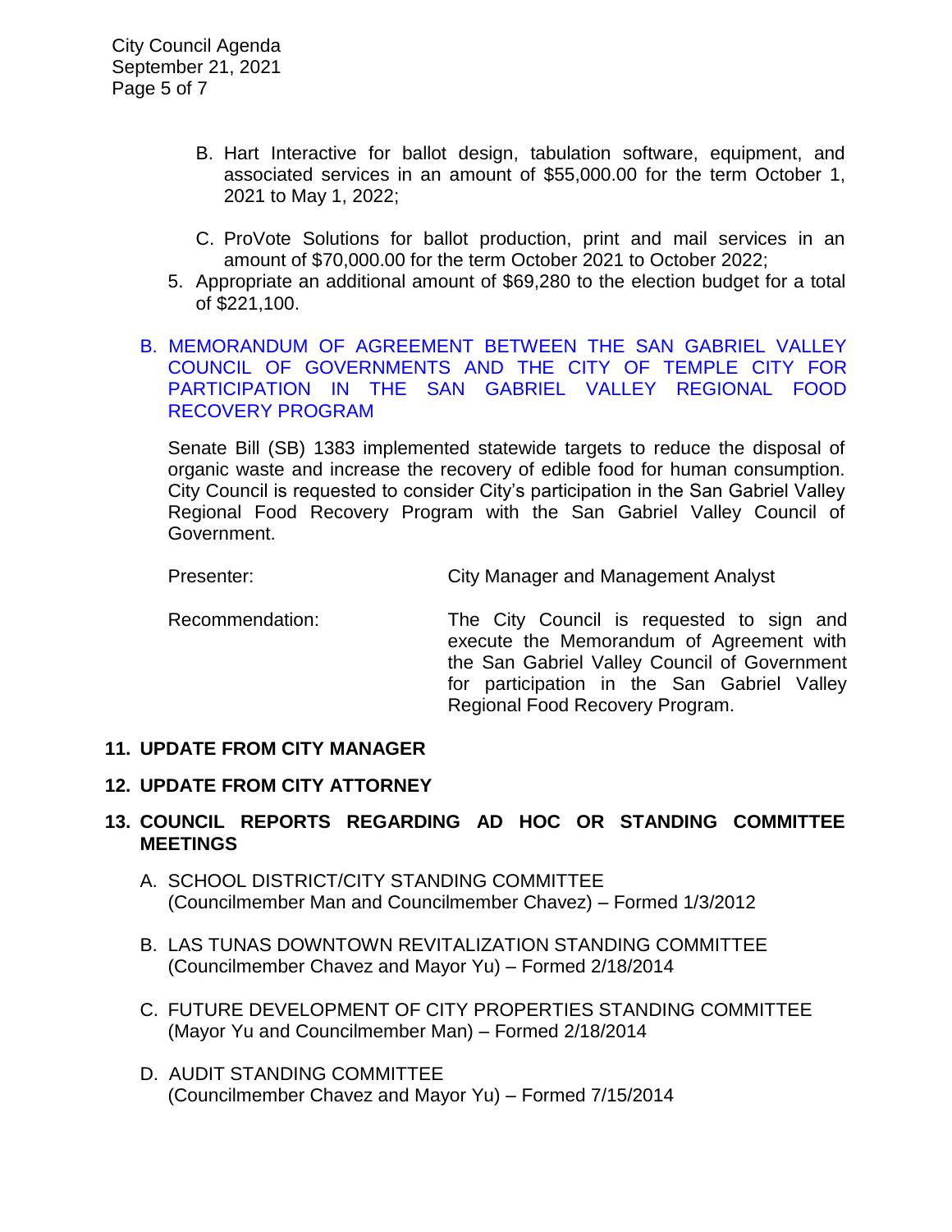B. Hart Interactive for ballot design, tabulation software, equipment, and associated services in an amount of $55,000.00 for the term October 1, 2021 to May 1, 2022;

   C. ProVote Solutions for ballot production, print and mail services in an amount of $70,000.00 for the term October 2021 to October 2022;

5. Appropriate an additional amount of $69,280 to the election budget for a total of $221,100.

B. MEMORANDUM OF AGREEMENT BETWEEN THE SAN GABRIEL VALLEY COUNCIL OF GOVERNMENTS AND THE CITY OF TEMPLE CITY FOR PARTICIPATION IN THE SAN GABRIEL VALLEY REGIONAL FOOD RECOVERY PROGRAM

Senate Bill (SB) 1383 implemented statewide targets to reduce the disposal of organic waste and increase the recovery of edible food for human consumption. City Council is requested to consider City's participation in the San Gabriel Valley Regional Food Recovery Program with the San Gabriel Valley Council of Government.

Presenter: City Manager and Management Analyst

Recommendation: The City Council is requested to sign and execute the Memorandum of Agreement with the San Gabriel Valley Council of Government for participation in the San Gabriel Valley Regional Food Recovery Program.

## 11. UPDATE FROM CITY MANAGER

## 12. UPDATE FROM CITY ATTORNEY

## 13. COUNCIL REPORTS REGARDING AD HOC OR STANDING COMMITTEE MEETINGS

A. SCHOOL DISTRICT/CITY STANDING COMMITTEE
(Councilmember Man and Councilmember Chavez) – Formed 1/3/2012

B. LAS TUNAS DOWNTOWN REVITALIZATION STANDING COMMITTEE
(Councilmember Chavez and Mayor Yu) – Formed 2/18/2014

C. FUTURE DEVELOPMENT OF CITY PROPERTIES STANDING COMMITTEE
(Mayor Yu and Councilmember Man) – Formed 2/18/2014

D. AUDIT STANDING COMMITTEE
(Councilmember Chavez and Mayor Yu) – Formed 7/15/2014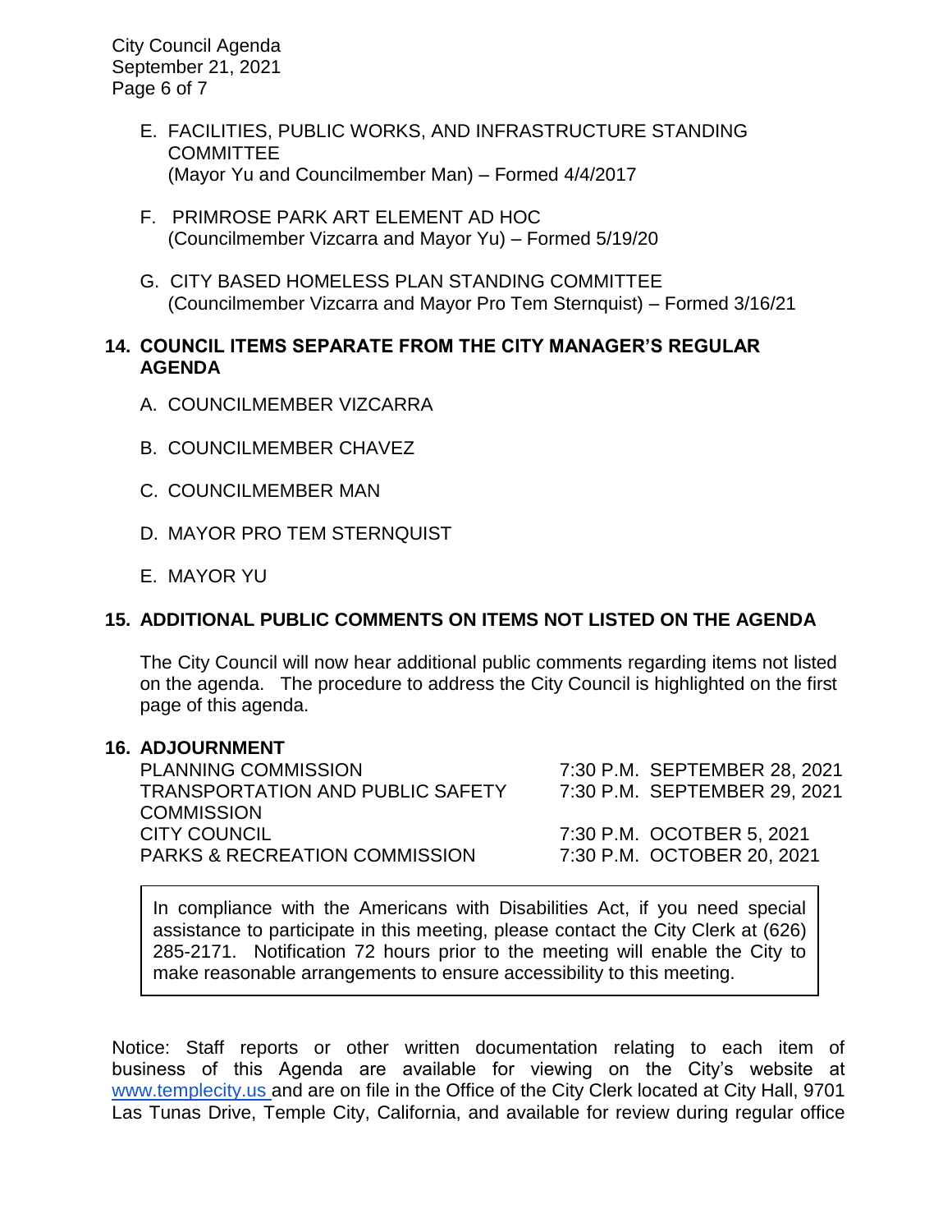E. FACILITIES, PUBLIC WORKS, AND INFRASTRUCTURE STANDING COMMITTEE
(Mayor Yu and Councilmember Man) – Formed 4/4/2017

F. PRIMROSE PARK ART ELEMENT AD HOC
(Councilmember Vizcarra and Mayor Yu) – Formed 5/19/20

G. CITY BASED HOMELESS PLAN STANDING COMMITTEE
(Councilmember Vizcarra and Mayor Pro Tem Sternquist) – Formed 3/16/21

**14. COUNCIL ITEMS SEPARATE FROM THE CITY MANAGER'S REGULAR AGENDA**

A. COUNCILMEMBER VIZCARRA

B. COUNCILMEMBER CHAVEZ

C. COUNCILMEMBER MAN

D. MAYOR PRO TEM STERNQUIST

E. MAYOR YU

**15. ADDITIONAL PUBLIC COMMENTS ON ITEMS NOT LISTED ON THE AGENDA**

The City Council will now hear additional public comments regarding items not listed on the agenda. The procedure to address the City Council is highlighted on the first page of this agenda.

**16. ADJOURNMENT**

| | |
|---|---|
| PLANNING COMMISSION | 7:30 P.M. SEPTEMBER 28, 2021 |
| TRANSPORTATION AND PUBLIC SAFETY COMMISSION | 7:30 P.M. SEPTEMBER 29, 2021 |
| CITY COUNCIL | 7:30 P.M. OCOTBER 5, 2021 |
| PARKS & RECREATION COMMISSION | 7:30 P.M. OCTOBER 20, 2021 |

In compliance with the Americans with Disabilities Act, if you need special assistance to participate in this meeting, please contact the City Clerk at (626) 285-2171. Notification 72 hours prior to the meeting will enable the City to make reasonable arrangements to ensure accessibility to this meeting.

Notice: Staff reports or other written documentation relating to each item of business of this Agenda are available for viewing on the City's website at www.templecity.us and are on file in the Office of the City Clerk located at City Hall, 9701 Las Tunas Drive, Temple City, California, and available for review during regular office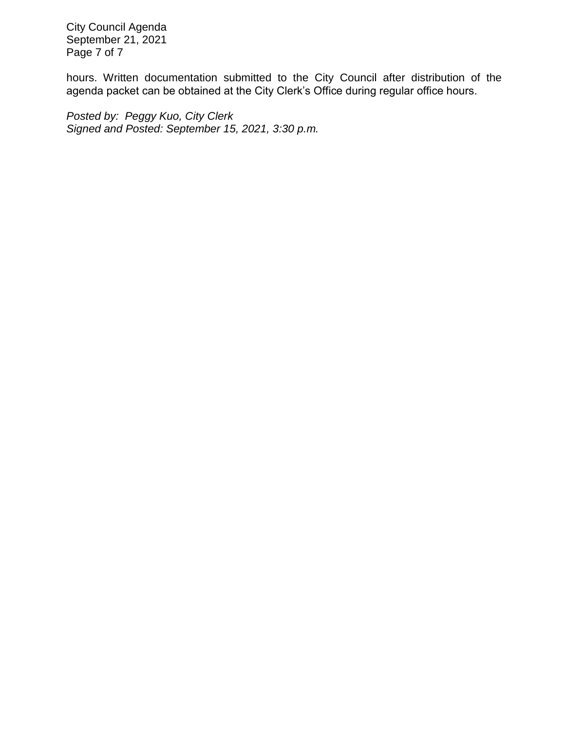hours. Written documentation submitted to the City Council after distribution of the agenda packet can be obtained at the City Clerk's Office during regular office hours.

*Posted by: Peggy Kuo, City Clerk*
*Signed and Posted: September 15, 2021, 3:30 p.m.*